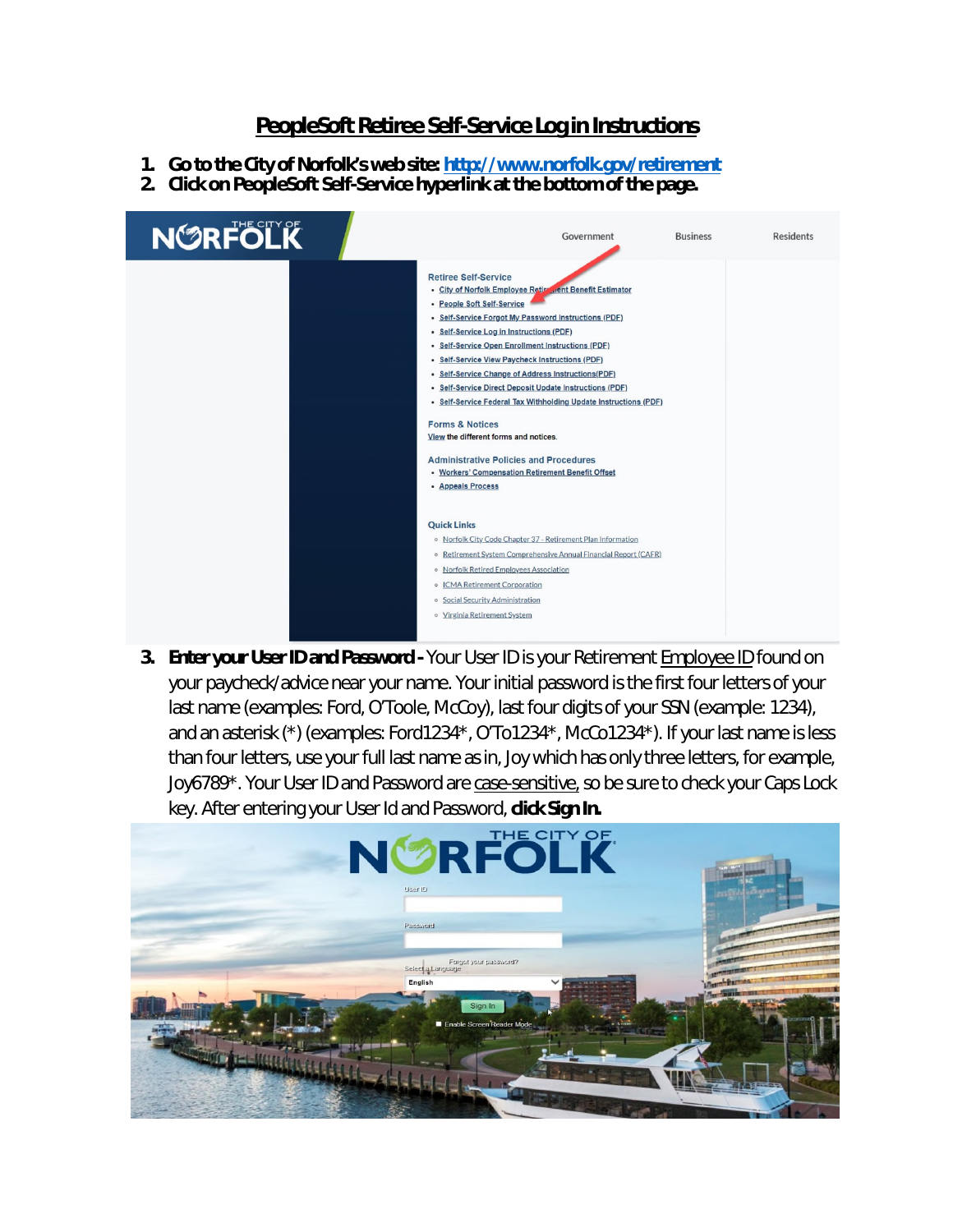# PeopleSoft Retiree Self-Service Log in Instructions

1. **Go to the City of Norfolk's web site: [http://www.norfolk.gov/retirement](http://www.norfolk.gov/retirement)**
2. **Click on PeopleSoft Self-Service hyperlink at the bottom of the page.**

3. **Enter your User ID and Password -** Your User ID is your Retirement Employee ID found on your paycheck/advice near your name. Your initial password is the first four letters of your last name (examples: Ford, O'Toole, McCoy), last four digits of your SSN (example: 1234), and an asterisk (*) (examples: Ford1234*, O'To1234*, McCo1234*). If your last name is less than four letters, use your full last name as in, Joy which has only three letters, for example, Joy6789*. Your User ID and Password are case-sensitive, so be sure to check your Caps Lock key. After entering your User Id and Password, **click Sign In.**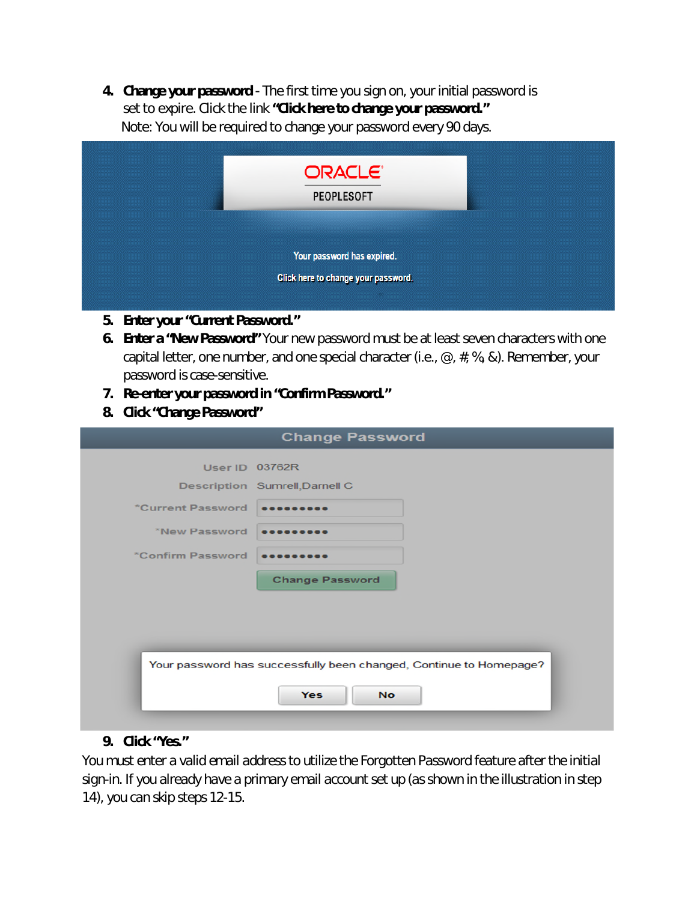4. **Change your password** - The first time you sign on, your initial password is set to expire. Click the link **"Click here to change your password."** Note: You will be required to change your password every 90 days.

ORACLE

PEOPLESOFT

Your password has expired.

Click here to change your password.

5. **Enter your "Current Password."**
6. **Enter a "New Password"** Your new password must be at least seven characters with one capital letter, one number, and one special character (i.e., @, #, %, &). Remember, your password is case-sensitive.
7. **Re-enter your password in "Confirm Password."**
8. **Click "Change Password"**

Change Password

User ID 03762R

Description Sumrell,Darnell C

*Current Password ●●●●●●●●●

*New Password ●●●●●●●●●

*Confirm Password ●●●●●●●●●

Change Password

Your password has successfully been changed, Continue to Homepage?

Yes No

9. **Click "Yes."**

You must enter a valid email address to utilize the Forgotten Password feature after the initial sign-in. If you already have a primary email account set up (as shown in the illustration in step 14), you can skip steps 12-15.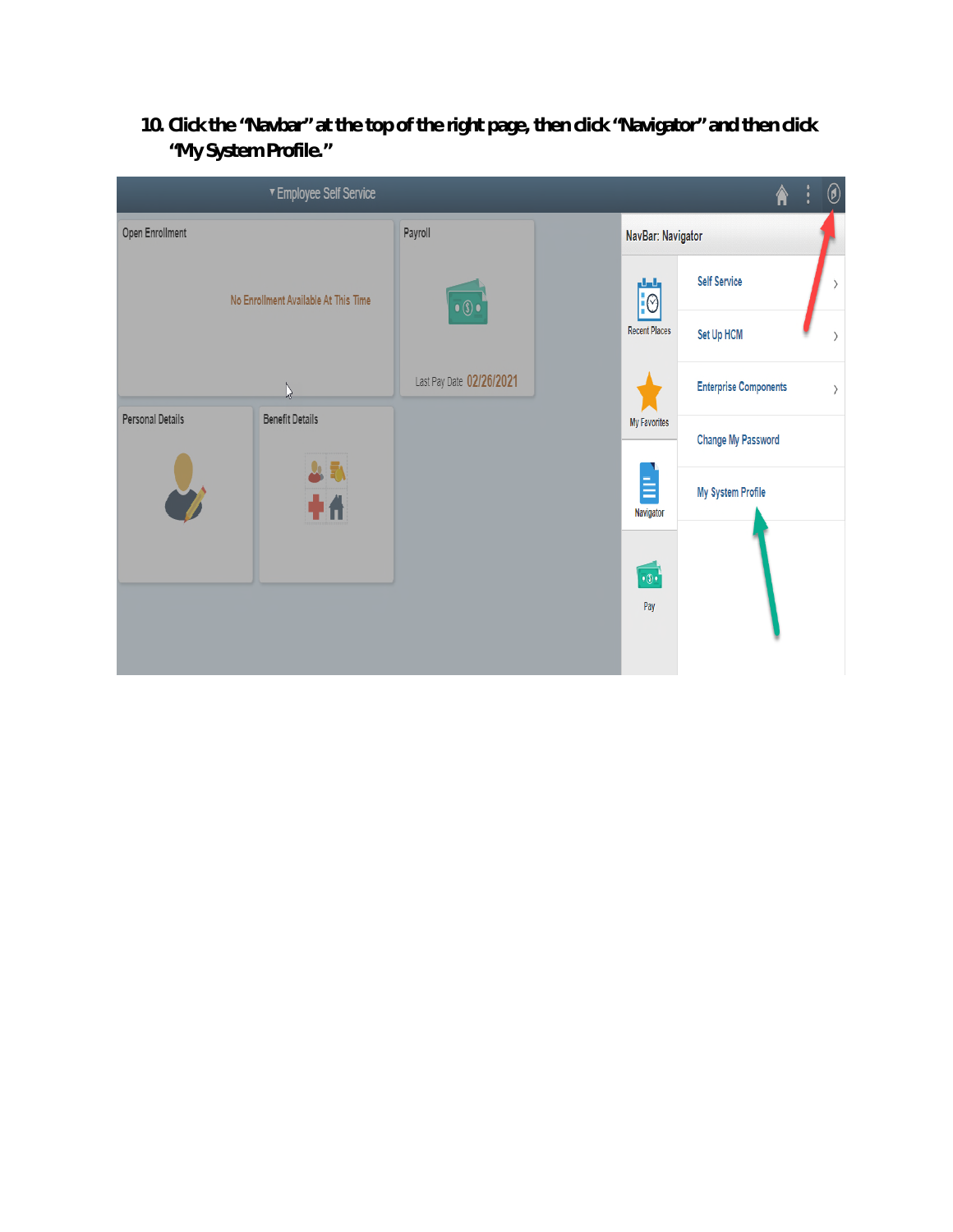10. Click the “Navbar” at the top of the right page, then click “Navigator” and then click “My System Profile.”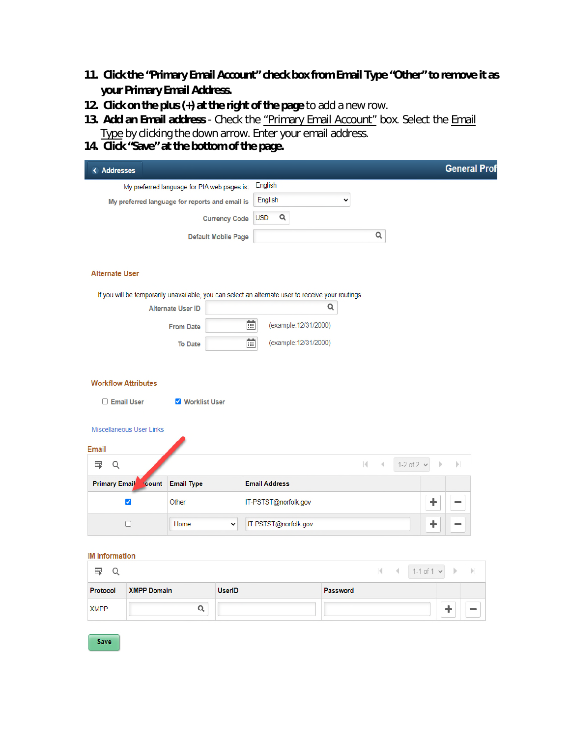11. **Click the "Primary Email Account" check box from Email Type "Other" to remove it as your Primary Email Address.**
12. **Click on the plus (+) at the right of the page** to add a new row.
13. **Add an Email address** - Check the "Primary Email Account" box. Select the Email Type by clicking the down arrow. Enter your email address.
14. **Click "Save" at the bottom of the page.**

Addresses | General Prof

My preferred language for PIA web pages is: English

My preferred language for reports and email is: English

Currency Code: USD

Default Mobile Page

**Alternate User**

If you will be temporarily unavailable, you can select an alternate user to receive your routings.

Alternate User ID

From Date (example:12/31/2000)

To Date (example:12/31/2000)

**Workflow Attributes**

☐ Email User ☑ Worklist User

Miscellaneous User Links

**Email**

1-2 of 2

| Primary Email Account | Email Type | Email Address |
|---|---|---|
| ☑ | Other | IT-PSTST@norfolk.gov |
| ☐ | Home | IT-PSTST@norfolk.gov |

**IM Information**

1-1 of 1

| Protocol | XMPP Domain | UserID | Password |
|---|---|---|---|
| XMPP | | | |

Save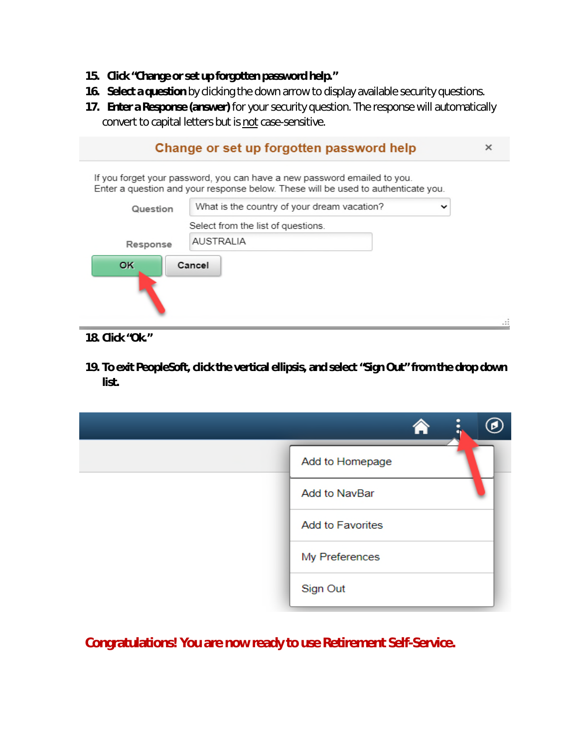15. **Click "Change or set up forgotten password help."**
16. **Select a question** by clicking the down arrow to display available security questions.
17. **Enter a Response (answer)** for your security question. The response will automatically convert to capital letters but is not case-sensitive.

Change or set up forgotten password help

If you forget your password, you can have a new password emailed to you.
Enter a question and your response below. These will be used to authenticate you.

Question: What is the country of your dream vacation?

Select from the list of questions.

Response: AUSTRALIA

OK | Cancel

18. **Click "Ok."**

19. **To exit PeopleSoft, click the vertical ellipsis, and select "Sign Out" from the drop down list.**

Add to Homepage
Add to NavBar
Add to Favorites
My Preferences
Sign Out

**Congratulations! You are now ready to use Retirement Self-Service.**